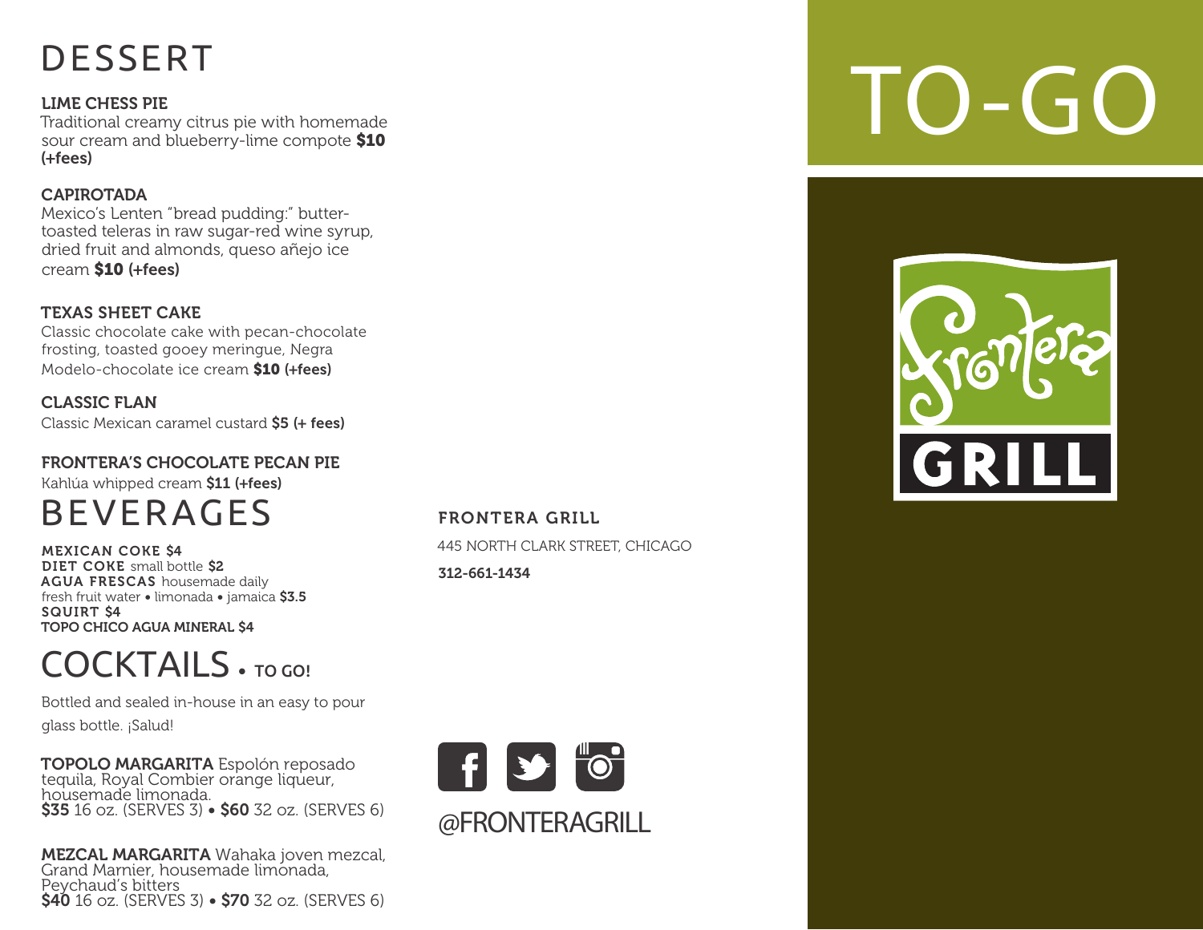# DESSERT

**LIME CHESS PIE**
Traditional creamy citrus pie with homemade sour cream and blueberry-lime compote **$10 (+fees)**

**CAPIROTADA**
Mexico's Lenten "bread pudding:" butter-toasted teleras in raw sugar-red wine syrup, dried fruit and almonds, queso añejo ice cream **$10 (+fees)**

**TEXAS SHEET CAKE**
Classic chocolate cake with pecan-chocolate frosting, toasted gooey meringue, Negra Modelo-chocolate ice cream **$10 (+fees)**

**CLASSIC FLAN**
Classic Mexican caramel custard **$5 (+ fees)**

**FRONTERA'S CHOCOLATE PECAN PIE**
Kahlúa whipped cream **$11 (+fees)**

# BEVERAGES

**MEXICAN COKE $4**
**DIET COKE** small bottle **$2**
**AGUA FRESCAS** housemade daily
fresh fruit water • limonada • jamaica **$3.5**
**SQUIRT $4**
**TOPO CHICO AGUA MINERAL $4**

# COCKTAILS • TO GO!

Bottled and sealed in-house in an easy to pour glass bottle. ¡Salud!

**TOPOLO MARGARITA** Espolón reposado tequila, Royal Combier orange liqueur, housemade limonada.
**$35** 16 oz. (SERVES 3) • **$60** 32 oz. (SERVES 6)

**MEZCAL MARGARITA** Wahaka joven mezcal, Grand Marnier, housemade limonada, Peychaud's bitters
**$40** 16 oz. (SERVES 3) • **$70** 32 oz. (SERVES 6)

**FRONTERA GRILL**

445 NORTH CLARK STREET, CHICAGO

**312-661-1434**

@FRONTERAGRILL

# TO-GO

Frontera GRILL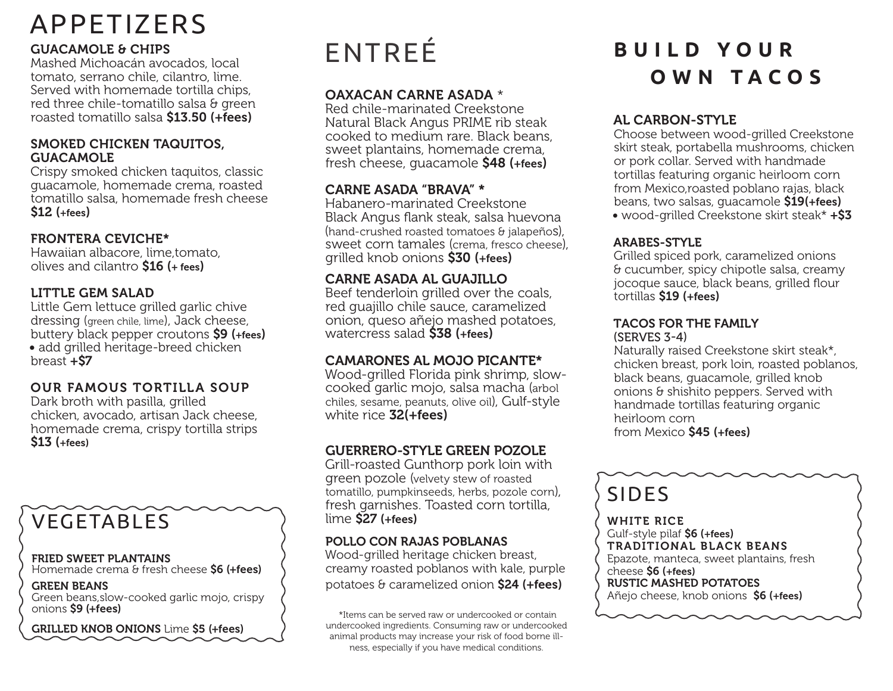# APPETIZERS

### GUACAMOLE & CHIPS

Mashed Michoacán avocados, local tomato, serrano chile, cilantro, lime. Served with homemade tortilla chips, red three chile-tomatillo salsa & green roasted tomatillo salsa **$13.50 (+fees)**

### SMOKED CHICKEN TAQUITOS, GUACAMOLE

Crispy smoked chicken taquitos, classic guacamole, homemade crema, roasted tomatillo salsa, homemade fresh cheese **$12 (+fees)**

### FRONTERA CEVICHE*

Hawaiian albacore, lime,tomato, olives and cilantro **$16 (+ fees)**

### LITTLE GEM SALAD

Little Gem lettuce grilled garlic chive dressing (green chile, lime), Jack cheese, buttery black pepper croutons **$9 (+fees)**

- add grilled heritage-breed chicken breast **+$7**

### OUR FAMOUS TORTILLA SOUP

Dark broth with pasilla, grilled chicken, avocado, artisan Jack cheese, homemade crema, crispy tortilla strips **$13 (+fees)**

# VEGETABLES

**FRIED SWEET PLANTAINS**
Homemade crema & fresh cheese **$6 (+fees)**

**GREEN BEANS**
Green beans,slow-cooked garlic mojo, crispy onions **$9 (+fees)**

**GRILLED KNOB ONIONS** Lime **$5 (+fees)**

# ENTREÉ

### OAXACAN CARNE ASADA *

Red chile-marinated Creekstone Natural Black Angus PRIME rib steak cooked to medium rare. Black beans, sweet plantains, homemade crema, fresh cheese, guacamole **$48 (+fees)**

### CARNE ASADA "BRAVA" *

Habanero-marinated Creekstone Black Angus flank steak, salsa huevona (hand-crushed roasted tomatoes & jalapeños), sweet corn tamales (crema, fresco cheese), grilled knob onions **$30 (+fees)**

### CARNE ASADA AL GUAJILLO

Beef tenderloin grilled over the coals, red guajillo chile sauce, caramelized onion, queso añejo mashed potatoes, watercress salad **$38 (+fees)**

### CAMARONES AL MOJO PICANTE*

Wood-grilled Florida pink shrimp, slow-cooked garlic mojo, salsa macha (arbol chiles, sesame, peanuts, olive oil), Gulf-style white rice **32(+fees)**

### GUERRERO-STYLE GREEN POZOLE

Grill-roasted Gunthorp pork loin with green pozole (velvety stew of roasted tomatillo, pumpkinseeds, herbs, pozole corn), fresh garnishes. Toasted corn tortilla, lime **$27 (+fees)**

### POLLO CON RAJAS POBLANAS

Wood-grilled heritage chicken breast, creamy roasted poblanos with kale, purple potatoes & caramelized onion **$24 (+fees)**

*Items can be served raw or undercooked or contain undercooked ingredients. Consuming raw or undercooked animal products may increase your risk of food borne illness, especially if you have medical conditions.

# BUILD YOUR OWN TACOS

### AL CARBON-STYLE

Choose between wood-grilled Creekstone skirt steak, portabella mushrooms, chicken or pork collar. Served with handmade tortillas featuring organic heirloom corn from Mexico,roasted poblano rajas, black beans, two salsas, guacamole **$19(+fees)**

- wood-grilled Creekstone skirt steak* **+$3**

### ARABES-STYLE

Grilled spiced pork, caramelized onions & cucumber, spicy chipotle salsa, creamy jocoque sauce, black beans, grilled flour tortillas **$19 (+fees)**

### TACOS FOR THE FAMILY (SERVES 3-4)

Naturally raised Creekstone skirt steak*, chicken breast, pork loin, roasted poblanos, black beans, guacamole, grilled knob onions & shishito peppers. Served with handmade tortillas featuring organic heirloom corn from Mexico **$45 (+fees)**

# SIDES

**WHITE RICE**
Gulf-style pilaf **$6 (+fees)**

**TRADITIONAL BLACK BEANS**
Epazote, manteca, sweet plantains, fresh cheese **$6 (+fees)**

**RUSTIC MASHED POTATOES**
Añejo cheese, knob onions **$6 (+fees)**